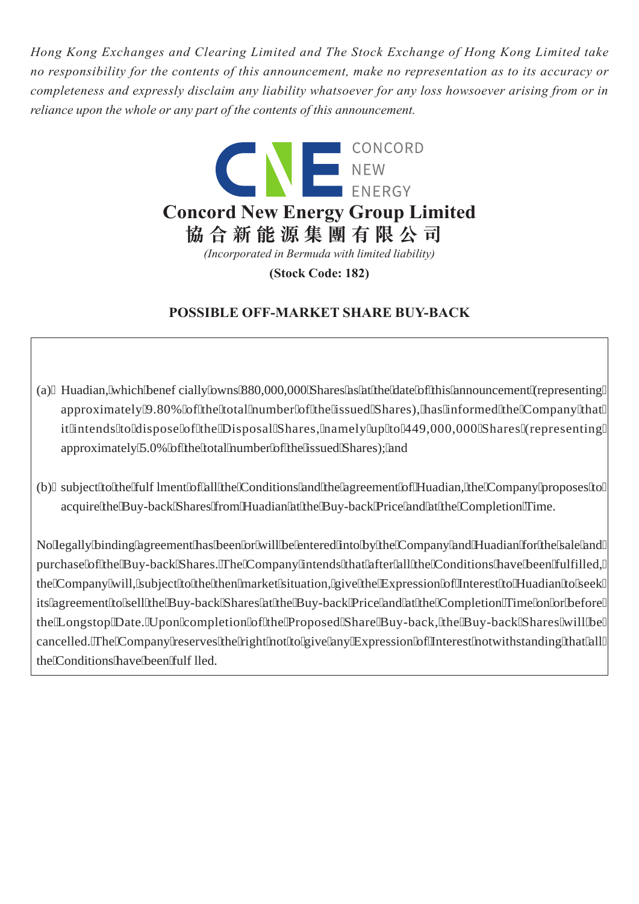*Hong Kong Exchanges and Clearing Limited and The Stock Exchange of Hong Kong Limited take no responsibility for the contents of this announcement, make no representation as to its accuracy or completeness and expressly disclaim any liability whatsoever for any loss howsoever arising from or in reliance upon the whole or any part of the contents of this announcement.*

CONCORD NEW ENERGY

# Concord New Energy Group Limited

# 協合新能源集團有限公司

*(Incorporated in Bermuda with limited liability)*

**(Stock Code: 182)**

## POSSIBLE OFF-MARKET SHARE BUY-BACK

(a) Huadian, which beneficially owns 880,000,000 Shares as at the date of this announcement (representing approximately 9.80% of the total number of the issued Shares), has informed the Company that it intends to dispose of the Disposal Shares, namely up to 449,000,000 Shares (representing approximately 5.0% of the total number of the issued Shares); and

(b) subject to the fulfilment of all the Conditions and the agreement of Huadian, the Company proposes to acquire the Buy-back Shares from Huadian at the Buy-back Price and at the Completion Time.

No legally binding agreement has been or will be entered into by the Company and Huadian for the sale and purchase of the Buy-back Shares. The Company intends that after all the Conditions have been fulfilled, the Company will, subject to the then market situation, give the Expression of Interest to Huadian to seek its agreement to sell the Buy-back Shares at the Buy-back Price and at the Completion Time on or before the Longstop Date. Upon completion of the Proposed Share Buy-back, the Buy-back Shares will be cancelled. The Company reserves the right not to give any Expression of Interest notwithstanding that all the Conditions have been fulfilled.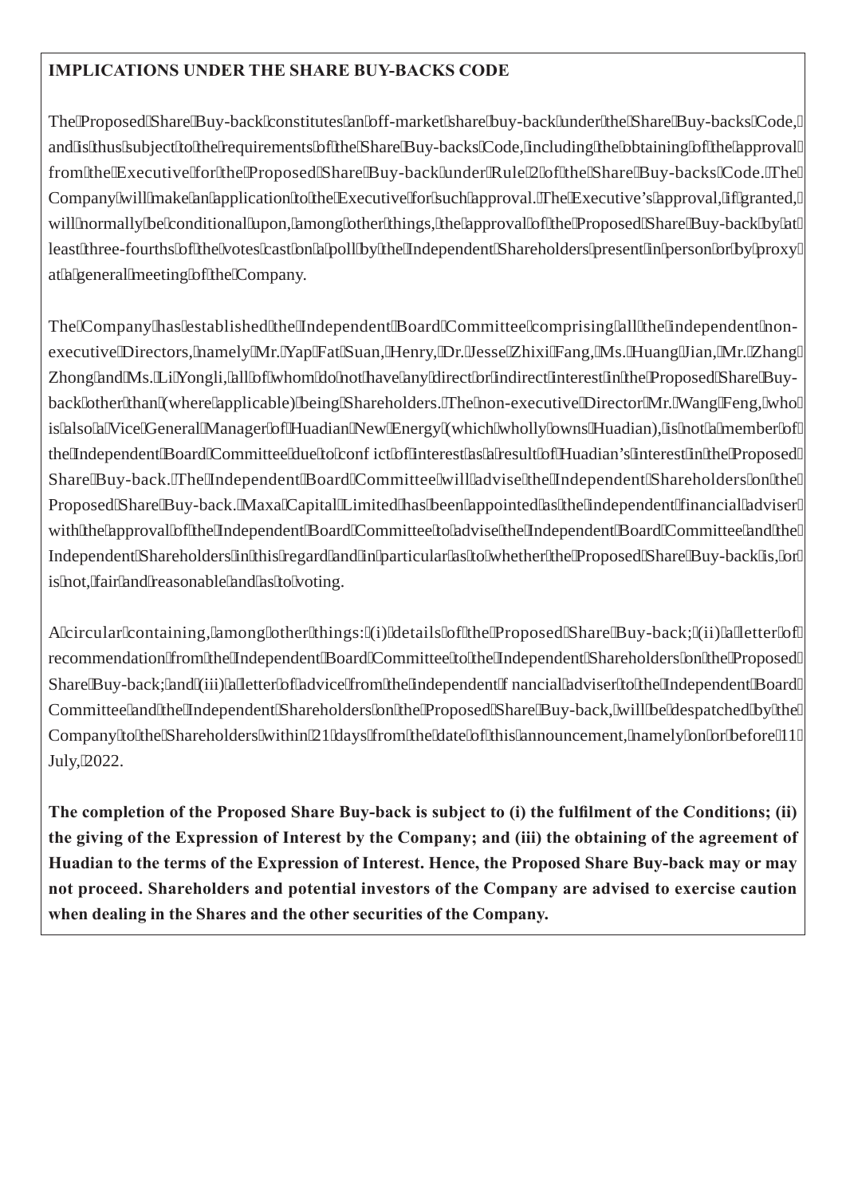**IMPLICATIONS UNDER THE SHARE BUY-BACKS CODE**

The Proposed Share Buy-back constitutes an off-market share buy-back under the Share Buy-backs Code, and is thus subject to the requirements of the Share Buy-backs Code, including the obtaining of the approval from the Executive for the Proposed Share Buy-back under Rule 2 of the Share Buy-backs Code. The Company will make an application to the Executive for such approval. The Executive's approval, if granted, will normally be conditional upon, among other things, the approval of the Proposed Share Buy-back by at least three-fourths of the votes cast on a poll by the Independent Shareholders present in person or by proxy at a general meeting of the Company.

The Company has established the Independent Board Committee comprising all the independent non-executive Directors, namely Mr. Yap Fat Suan, Henry, Dr. Jesse Zhixi Fang, Ms. Huang Jian, Mr. Zhang Zhong and Ms. Li Yongli, all of whom do not have any direct or indirect interest in the Proposed Share Buy-back other than (where applicable) being Shareholders. The non-executive Director Mr. Wang Feng, who is also a Vice General Manager of Huadian New Energy (which wholly owns Huadian), is not a member of the Independent Board Committee due to conflict of interest as a result of Huadian's interest in the Proposed Share Buy-back. The Independent Board Committee will advise the Independent Shareholders on the Proposed Share Buy-back. Maxa Capital Limited has been appointed as the independent financial adviser with the approval of the Independent Board Committee to advise the Independent Board Committee and the Independent Shareholders in this regard and in particular as to whether the Proposed Share Buy-back is, or is not, fair and reasonable and as to voting.

A circular containing, among other things: (i) details of the Proposed Share Buy-back; (ii) a letter of recommendation from the Independent Board Committee to the Independent Shareholders on the Proposed Share Buy-back; and (iii) a letter of advice from the independent financial adviser to the Independent Board Committee and the Independent Shareholders on the Proposed Share Buy-back, will be despatched by the Company to the Shareholders within 21 days from the date of this announcement, namely on or before 11 July, 2022.

**The completion of the Proposed Share Buy-back is subject to (i) the fulfilment of the Conditions; (ii) the giving of the Expression of Interest by the Company; and (iii) the obtaining of the agreement of Huadian to the terms of the Expression of Interest. Hence, the Proposed Share Buy-back may or may not proceed. Shareholders and potential investors of the Company are advised to exercise caution when dealing in the Shares and the other securities of the Company.**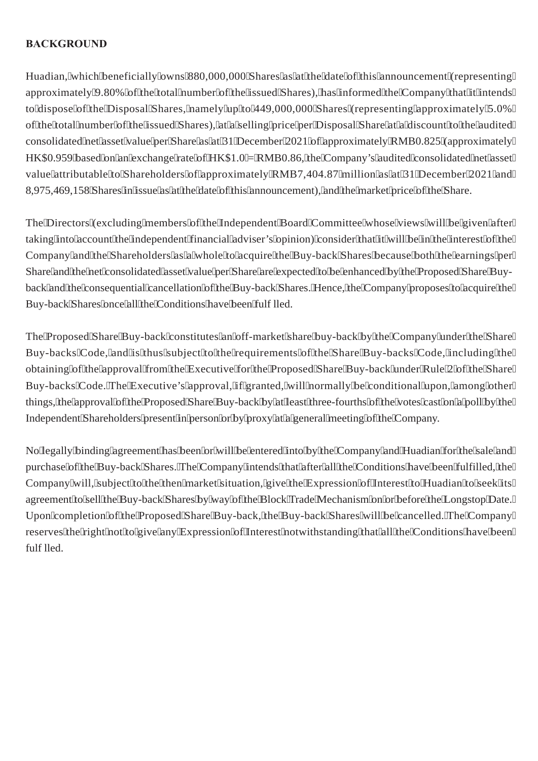**BACKGROUND**

Huadian, which beneficially owns 880,000,000 Shares as at the date of this announcement (representing approximately 9.80% of the total number of the issued Shares), has informed the Company that it intends to dispose of the Disposal Shares, namely up to 449,000,000 Shares (representing approximately 5.0% of the total number of the issued Shares), at a selling price per Disposal Share at a discount to the audited consolidated net asset value per Share as at 31 December 2021 of approximately RMB0.825 (approximately HK$0.959 based on an exchange rate of HK$1.0 = RMB0.86, the Company's audited consolidated net asset value attributable to Shareholders of approximately RMB7,404.87 million as at 31 December 2021 and 8,975,469,158 Shares in issue as at the date of this announcement), and the market price of the Share.

The Directors (excluding members of the Independent Board Committee whose views will be given after taking into account the independent financial adviser's opinion) consider that it will be in the interest of the Company and the Shareholders as a whole to acquire the Buy-back Shares because both the earnings per Share and the net consolidated asset value per Share are expected to be enhanced by the Proposed Share Buy-back and the consequential cancellation of the Buy-back Shares. Hence, the Company proposes to acquire the Buy-back Shares once all the Conditions have been fulfilled.

The Proposed Share Buy-back constitutes an off-market share buy-back by the Company under the Share Buy-backs Code, and is thus subject to the requirements of the Share Buy-backs Code, including the obtaining of the approval from the Executive for the Proposed Share Buy-back under Rule 2 of the Share Buy-backs Code. The Executive's approval, if granted, will normally be conditional upon, among other things, the approval of the Proposed Share Buy-back by at least three-fourths of the votes cast on a poll by the Independent Shareholders present in person or by proxy at a general meeting of the Company.

No legally binding agreement has been or will be entered into by the Company and Huadian for the sale and purchase of the Buy-back Shares. The Company intends that after all the Conditions have been fulfilled, the Company will, subject to the then market situation, give the Expression of Interest to Huadian to seek its agreement to sell the Buy-back Shares by way of the Block Trade Mechanism on or before the Longstop Date. Upon completion of the Proposed Share Buy-back, the Buy-back Shares will be cancelled. The Company reserves the right not to give any Expression of Interest notwithstanding that all the Conditions have been fulfilled.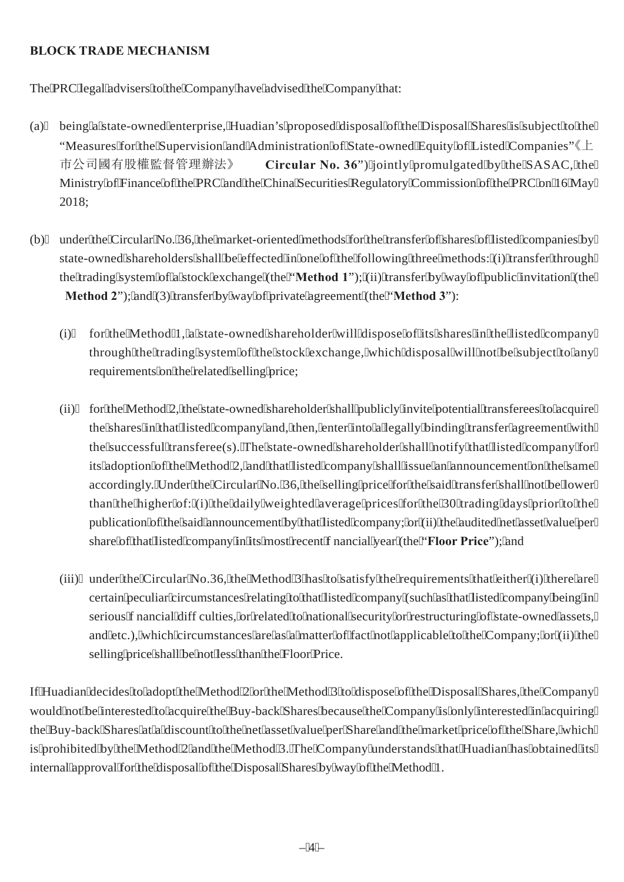## BLOCK TRADE MECHANISM

The PRC legal advisers to the Company have advised the Company that:

(a) being a state-owned enterprise, Huadian's proposed disposal of the Disposal Shares is subject to the "Measures for the Supervision and Administration of State-owned Equity of Listed Companies"《上市公司國有股權監督管理辦法》 **Circular No. 36**") jointly promulgated by the SASAC, the Ministry of Finance of the PRC and the China Securities Regulatory Commission of the PRC on 16 May 2018;

(b) under the Circular No. 36, the market-oriented methods for the transfer of shares of listed companies by state-owned shareholders shall be effected in one of the following three methods: (i) transfer through the trading system of a stock exchange (the "**Method 1**"); (ii) transfer by way of public invitation (the "**Method 2**"); and (3) transfer by way of private agreement (the "**Method 3**"):

  (i) for the Method 1, a state-owned shareholder will dispose of its shares in the listed company through the trading system of the stock exchange, which disposal will not be subject to any requirements on the related selling price;

  (ii) for the Method 2, the state-owned shareholder shall publicly invite potential transferees to acquire the shares in that listed company and, then, enter into a legally binding transfer agreement with the successful transferee(s). The state-owned shareholder shall notify that listed company for its adoption of the Method 2, and that listed company shall issue an announcement on the same accordingly. Under the Circular No. 36, the selling price for the said transfer shall not be lower than the higher of: (i) the daily weighted average prices for the 30 trading days prior to the publication of the said announcement by that listed company; or (ii) the audited net asset value per share of that listed company in its most recent financial year (the "**Floor Price**"); and

  (iii) under the Circular No.36, the Method 3 has to satisfy the requirements that either (i) there are certain peculiar circumstances relating to that listed company (such as that listed company being in serious financial difficulties, or related to national security or restructuring of state-owned assets, and etc.), which circumstances are as a matter of fact not applicable to the Company; or (ii) the selling price shall be not less than the Floor Price.

If Huadian decides to adopt the Method 2 or the Method 3 to dispose of the Disposal Shares, the Company would not be interested to acquire the Buy-back Shares because the Company is only interested in acquiring the Buy-back Shares at a discount to the net asset value per Share and the market price of the Share, which is prohibited by the Method 2 and the Method 3. The Company understands that Huadian has obtained its internal approval for the disposal of the Disposal Shares by way of the Method 1.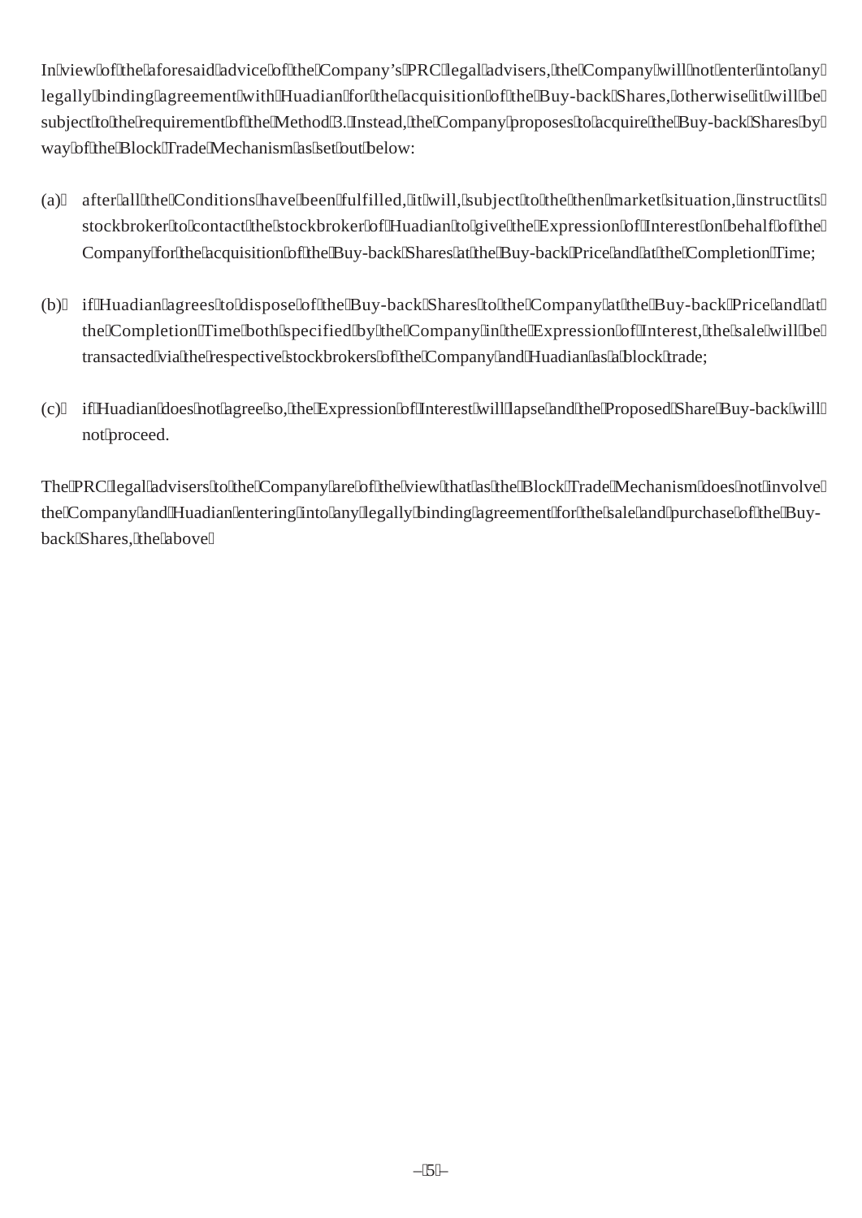In view of the aforesaid advice of the Company's PRC legal advisers, the Company will not enter into any legally binding agreement with Huadian for the acquisition of the Buy-back Shares, otherwise it will be subject to the requirement of the Method 3. Instead, the Company proposes to acquire the Buy-back Shares by way of the Block Trade Mechanism as set out below:

(a) after all the Conditions have been fulfilled, it will, subject to the then market situation, instruct its stockbroker to contact the stockbroker of Huadian to give the Expression of Interest on behalf of the Company for the acquisition of the Buy-back Shares at the Buy-back Price and at the Completion Time;

(b) if Huadian agrees to dispose of the Buy-back Shares to the Company at the Buy-back Price and at the Completion Time both specified by the Company in the Expression of Interest, the sale will be transacted via the respective stockbrokers of the Company and Huadian as a block trade;

(c) if Huadian does not agree so, the Expression of Interest will lapse and the Proposed Share Buy-back will not proceed.

The PRC legal advisers to the Company are of the view that as the Block Trade Mechanism does not involve the Company and Huadian entering into any legally binding agreement for the sale and purchase of the Buy-back Shares, the above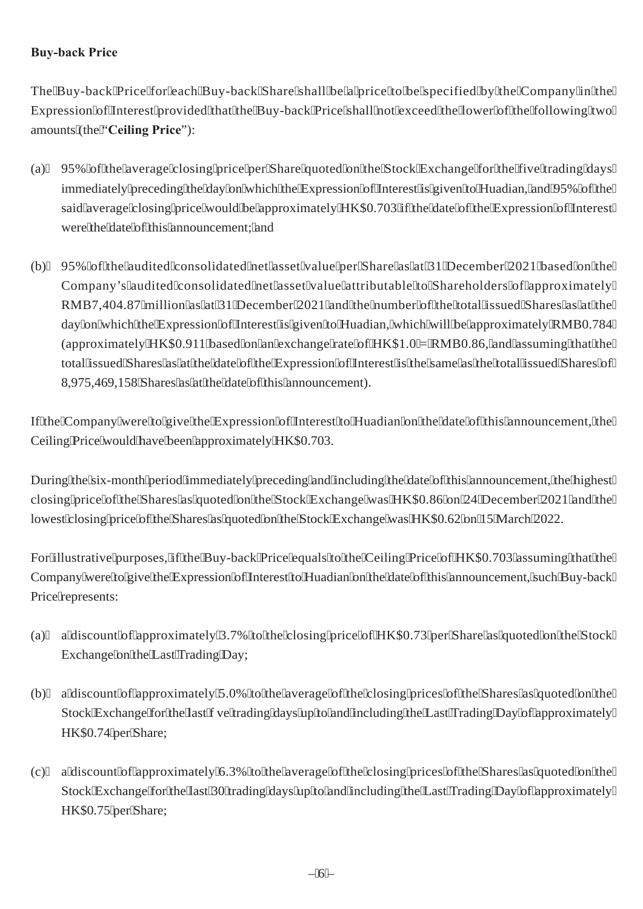**Buy-back Price**

The Buy-back Price for each Buy-back Share shall be a price to be specified by the Company in the Expression of Interest provided that the Buy-back Price shall not exceed the lower of the following two amounts (the "**Ceiling Price**"):

(a) 95% of the average closing price per Share quoted on the Stock Exchange for the five trading days immediately preceding the day on which the Expression of Interest is given to Huadian, and 95% of the said average closing price would be approximately HK$0.703 if the date of the Expression of Interest were the date of this announcement; and

(b) 95% of the audited consolidated net asset value per Share as at 31 December 2021 based on the Company's audited consolidated net asset value attributable to Shareholders of approximately RMB7,404.87 million as at 31 December 2021 and the number of the total issued Shares as at the day on which the Expression of Interest is given to Huadian, which will be approximately RMB0.784 (approximately HK$0.911 based on an exchange rate of HK$1.0 = RMB0.86, and assuming that the total issued Shares as at the date of the Expression of Interest is the same as the total issued Shares of 8,975,469,158 Shares as at the date of this announcement).

If the Company were to give the Expression of Interest to Huadian on the date of this announcement, the Ceiling Price would have been approximately HK$0.703.

During the six-month period immediately preceding and including the date of this announcement, the highest closing price of the Shares as quoted on the Stock Exchange was HK$0.86 on 24 December 2021 and the lowest closing price of the Shares as quoted on the Stock Exchange was HK$0.62 on 15 March 2022.

For illustrative purposes, if the Buy-back Price equals to the Ceiling Price of HK$0.703 assuming that the Company were to give the Expression of Interest to Huadian on the date of this announcement, such Buy-back Price represents:

(a) a discount of approximately 3.7% to the closing price of HK$0.73 per Share as quoted on the Stock Exchange on the Last Trading Day;

(b) a discount of approximately 5.0% to the average of the closing prices of the Shares as quoted on the Stock Exchange for the last five trading days up to and including the Last Trading Day of approximately HK$0.74 per Share;

(c) a discount of approximately 6.3% to the average of the closing prices of the Shares as quoted on the Stock Exchange for the last 30 trading days up to and including the Last Trading Day of approximately HK$0.75 per Share;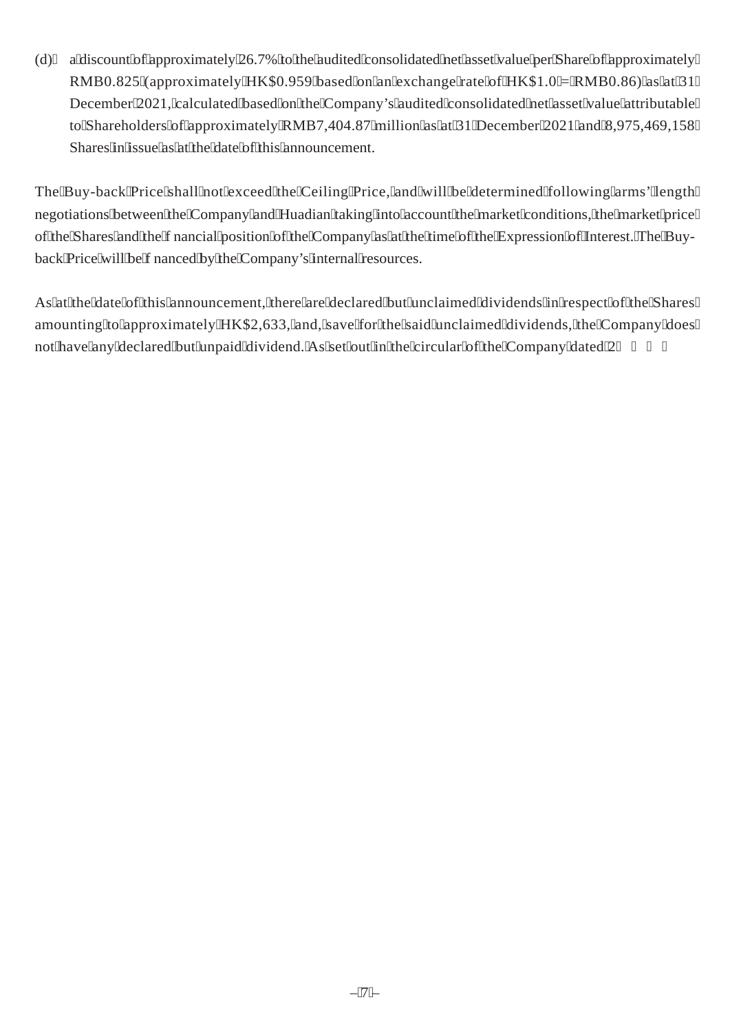(d) a discount of approximately 26.7% to the audited consolidated net asset value per Share of approximately RMB0.825 (approximately HK$0.959 based on an exchange rate of HK$1.0 = RMB0.86) as at 31 December 2021, calculated based on the Company's audited consolidated net asset value attributable to Shareholders of approximately RMB7,404.87 million as at 31 December 2021 and 8,975,469,158 Shares in issue as at the date of this announcement.

The Buy-back Price shall not exceed the Ceiling Price, and will be determined following arms' length negotiations between the Company and Huadian taking into account the market conditions, the market price of the Shares and the financial position of the Company as at the time of the Expression of Interest. The Buy-back Price will be financed by the Company's internal resources.

As at the date of this announcement, there are declared but unclaimed dividends in respect of the Shares amounting to approximately HK$2,633, and, save for the said unclaimed dividends, the Company does not have any declared but unpaid dividend. As set out in the circular of the Company dated 2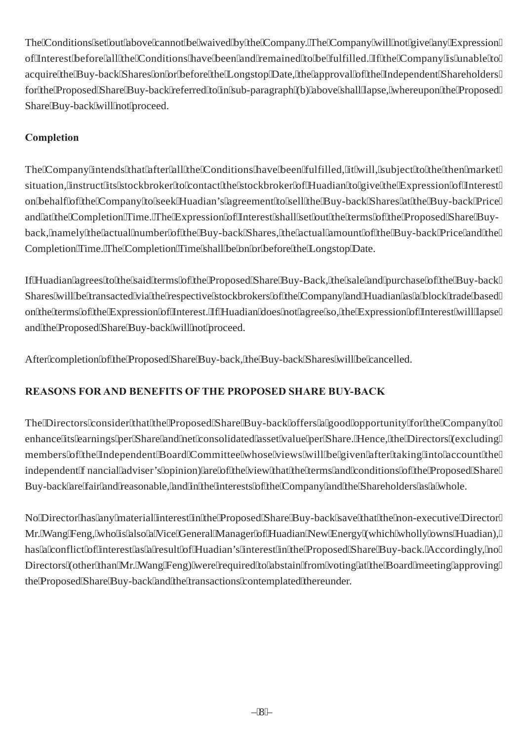The Conditions set out above cannot be waived by the Company. The Company will not give any Expression of Interest before all the Conditions have been and remained to be fulfilled. If the Company is unable to acquire the Buy-back Shares on or before the Longstop Date, the approval of the Independent Shareholders for the Proposed Share Buy-back referred to in sub-paragraph (b) above shall lapse, whereupon the Proposed Share Buy-back will not proceed.

**Completion**

The Company intends that after all the Conditions have been fulfilled, it will, subject to the then market situation, instruct its stockbroker to contact the stockbroker of Huadian to give the Expression of Interest on behalf of the Company to seek Huadian's agreement to sell the Buy-back Shares at the Buy-back Price and at the Completion Time. The Expression of Interest shall set out the terms of the Proposed Share Buy-back, namely the actual number of the Buy-back Shares, the actual amount of the Buy-back Price and the Completion Time. The Completion Time shall be on or before the Longstop Date.

If Huadian agrees to the said terms of the Proposed Share Buy-Back, the sale and purchase of the Buy-back Shares will be transacted via the respective stockbrokers of the Company and Huadian as a block trade based on the terms of the Expression of Interest. If Huadian does not agree so, the Expression of Interest will lapse and the Proposed Share Buy-back will not proceed.

After completion of the Proposed Share Buy-back, the Buy-back Shares will be cancelled.

**REASONS FOR AND BENEFITS OF THE PROPOSED SHARE BUY-BACK**

The Directors consider that the Proposed Share Buy-back offers a good opportunity for the Company to enhance its earnings per Share and net consolidated asset value per Share. Hence, the Directors (excluding members of the Independent Board Committee whose views will be given after taking into account the independent financial adviser's opinion) are of the view that the terms and conditions of the Proposed Share Buy-back are fair and reasonable, and in the interests of the Company and the Shareholders as a whole.

No Director has any material interest in the Proposed Share Buy-back save that the non-executive Director Mr. Wang Feng, who is also a Vice General Manager of Huadian New Energy (which wholly owns Huadian), has a conflict of interest as a result of Huadian's interest in the Proposed Share Buy-back. Accordingly, no Directors (other than Mr. Wang Feng) were required to abstain from voting at the Board meeting approving the Proposed Share Buy-back and the transactions contemplated thereunder.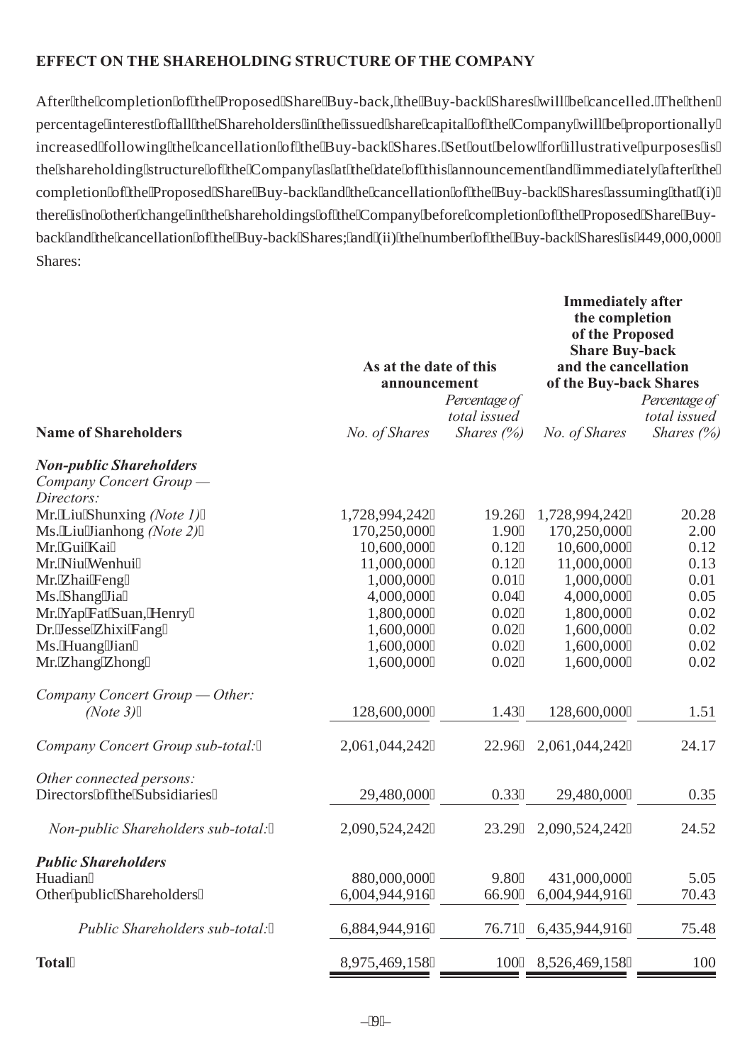## EFFECT ON THE SHAREHOLDING STRUCTURE OF THE COMPANY

After the completion of the Proposed Share Buy-back, the Buy-back Shares will be cancelled. The then percentage interest of all the Shareholders in the issued share capital of the Company will be proportionally increased following the cancellation of the Buy-back Shares. Set out below for illustrative purposes is the shareholding structure of the Company as at the date of this announcement and immediately after the completion of the Proposed Share Buy-back and the cancellation of the Buy-back Shares assuming that (i) there is no other change in the shareholdings of the Company before completion of the Proposed Share Buy-back and the cancellation of the Buy-back Shares; and (ii) the number of the Buy-back Shares is 449,000,000 Shares:

| Name of Shareholders | As at the date of this announcement | | Immediately after the completion of the Proposed Share Buy-back and the cancellation of the Buy-back Shares | |
|---|---|---|---|---|
| | *No. of Shares* | *Percentage of total issued Shares (%)* | *No. of Shares* | *Percentage of total issued Shares (%)* |
| ***Non-public Shareholders*** | | | | |
| *Company Concert Group — Directors:* | | | | |
| Mr. Liu Shunxing *(Note 1)* | 1,728,994,242 | 19.26 | 1,728,994,242 | 20.28 |
| Ms. Liu Jianhong *(Note 2)* | 170,250,000 | 1.90 | 170,250,000 | 2.00 |
| Mr. Gui Kai | 10,600,000 | 0.12 | 10,600,000 | 0.12 |
| Mr. Niu Wenhui | 11,000,000 | 0.12 | 11,000,000 | 0.13 |
| Mr. Zhai Feng | 1,000,000 | 0.01 | 1,000,000 | 0.01 |
| Ms. Shang Jia | 4,000,000 | 0.04 | 4,000,000 | 0.05 |
| Mr. Yap Fat Suan, Henry | 1,800,000 | 0.02 | 1,800,000 | 0.02 |
| Dr. Jesse Zhixi Fang | 1,600,000 | 0.02 | 1,600,000 | 0.02 |
| Ms. Huang Jian | 1,600,000 | 0.02 | 1,600,000 | 0.02 |
| Mr. Zhang Zhong | 1,600,000 | 0.02 | 1,600,000 | 0.02 |
| *Company Concert Group — Other: (Note 3)* | 128,600,000 | 1.43 | 128,600,000 | 1.51 |
| *Company Concert Group sub-total:* | 2,061,044,242 | 22.96 | 2,061,044,242 | 24.17 |
| *Other connected persons:* | | | | |
| Directors of the Subsidiaries | 29,480,000 | 0.33 | 29,480,000 | 0.35 |
| *Non-public Shareholders sub-total:* | 2,090,524,242 | 23.29 | 2,090,524,242 | 24.52 |
| ***Public Shareholders*** | | | | |
| Huadian | 880,000,000 | 9.80 | 431,000,000 | 5.05 |
| Other public Shareholders | 6,004,944,916 | 66.90 | 6,004,944,916 | 70.43 |
| *Public Shareholders sub-total:* | 6,884,944,916 | 76.71 | 6,435,944,916 | 75.48 |
| **Total** | 8,975,469,158 | 100 | 8,526,469,158 | 100 |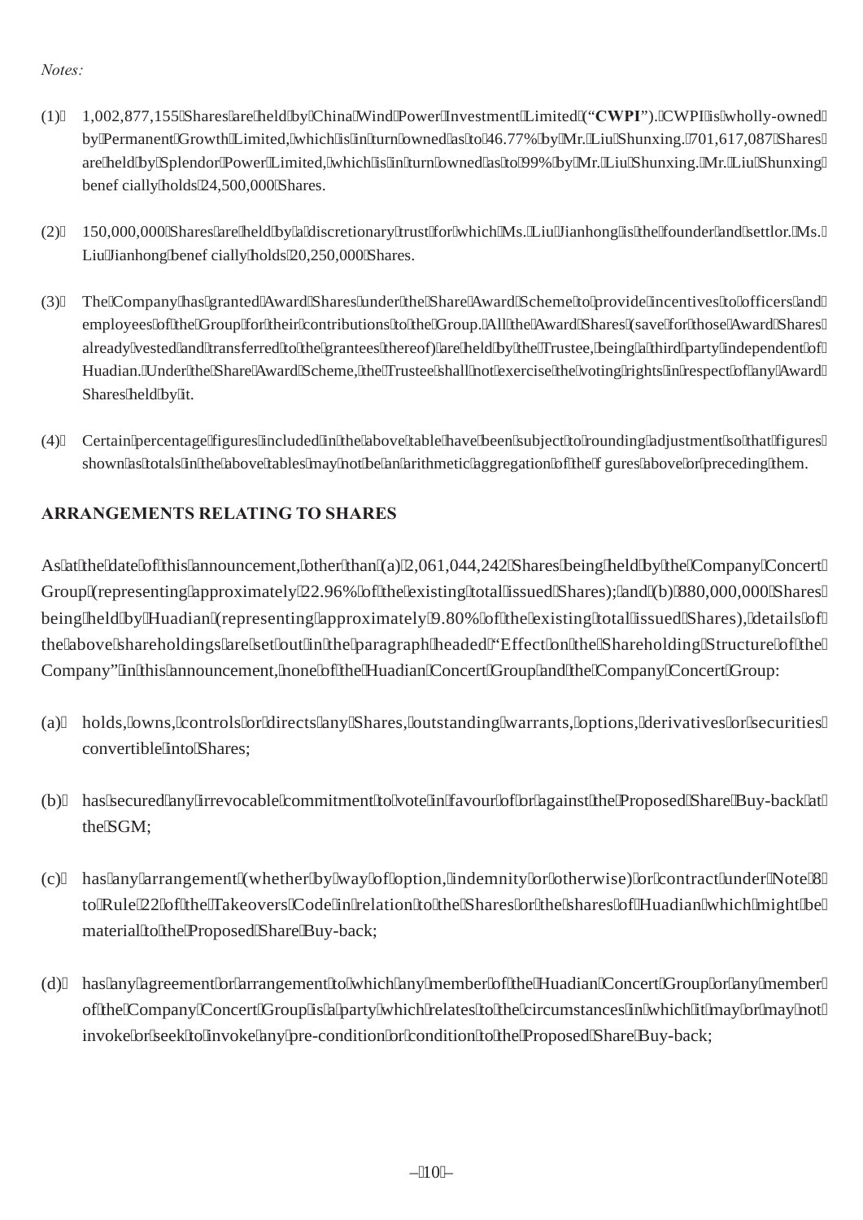*Notes:*

(1) 1,002,877,155 Shares are held by China Wind Power Investment Limited ("**CWPI**"). CWPI is wholly-owned by Permanent Growth Limited, which is in turn owned as to 46.77% by Mr. Liu Shunxing. 701,617,087 Shares are held by Splendor Power Limited, which is in turn owned as to 99% by Mr. Liu Shunxing. Mr. Liu Shunxing beneficially holds 24,500,000 Shares.

(2) 150,000,000 Shares are held by a discretionary trust for which Ms. Liu Jianhong is the founder and settlor. Ms. Liu Jianhong beneficially holds 20,250,000 Shares.

(3) The Company has granted Award Shares under the Share Award Scheme to provide incentives to officers and employees of the Group for their contributions to the Group. All the Award Shares (save for those Award Shares already vested and transferred to the grantees thereof) are held by the Trustee, being a third party independent of Huadian. Under the Share Award Scheme, the Trustee shall not exercise the voting rights in respect of any Award Shares held by it.

(4) Certain percentage figures included in the above table have been subject to rounding adjustment so that figures shown as totals in the above tables may not be an arithmetic aggregation of the figures above or preceding them.

## ARRANGEMENTS RELATING TO SHARES

As at the date of this announcement, other than (a) 2,061,044,242 Shares being held by the Company Concert Group (representing approximately 22.96% of the existing total issued Shares); and (b) 880,000,000 Shares being held by Huadian (representing approximately 9.80% of the existing total issued Shares), details of the above shareholdings are set out in the paragraph headed "Effect on the Shareholding Structure of the Company" in this announcement, none of the Huadian Concert Group and the Company Concert Group:

(a) holds, owns, controls or directs any Shares, outstanding warrants, options, derivatives or securities convertible into Shares;

(b) has secured any irrevocable commitment to vote in favour of or against the Proposed Share Buy-back at the SGM;

(c) has any arrangement (whether by way of option, indemnity or otherwise) or contract under Note 8 to Rule 22 of the Takeovers Code in relation to the Shares or the shares of Huadian which might be material to the Proposed Share Buy-back;

(d) has any agreement or arrangement to which any member of the Huadian Concert Group or any member of the Company Concert Group is a party which relates to the circumstances in which it may or may not invoke or seek to invoke any pre-condition or condition to the Proposed Share Buy-back;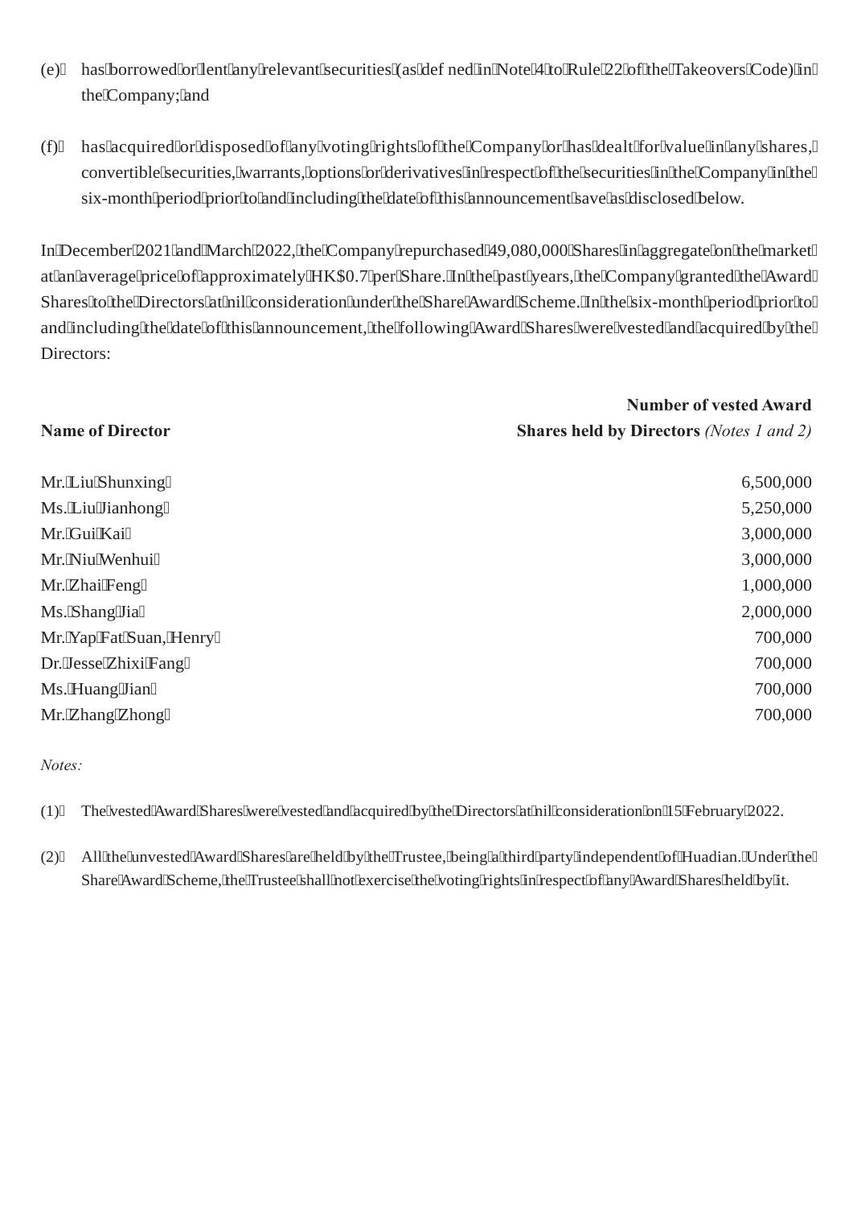(e) has borrowed or lent any relevant securities (as defined in Note 4 to Rule 22 of the Takeovers Code) in the Company; and

(f) has acquired or disposed of any voting rights of the Company or has dealt for value in any shares, convertible securities, warrants, options or derivatives in respect of the securities in the Company in the six-month period prior to and including the date of this announcement save as disclosed below.

In December 2021 and March 2022, the Company repurchased 49,080,000 Shares in aggregate on the market at an average price of approximately HK$0.7 per Share. In the past years, the Company granted the Award Shares to the Directors at nil consideration under the Share Award Scheme. In the six-month period prior to and including the date of this announcement, the following Award Shares were vested and acquired by the Directors:

| **Name of Director** | **Number of vested Award Shares held by Directors** *(Notes 1 and 2)* |
|---|---:|
| Mr. Liu Shunxing | 6,500,000 |
| Ms. Liu Jianhong | 5,250,000 |
| Mr. Gui Kai | 3,000,000 |
| Mr. Niu Wenhui | 3,000,000 |
| Mr. Zhai Feng | 1,000,000 |
| Ms. Shang Jia | 2,000,000 |
| Mr. Yap Fat Suan, Henry | 700,000 |
| Dr. Jesse Zhixi Fang | 700,000 |
| Ms. Huang Jian | 700,000 |
| Mr. Zhang Zhong | 700,000 |

*Notes:*

(1) The vested Award Shares were vested and acquired by the Directors at nil consideration on 15 February 2022.

(2) All the unvested Award Shares are held by the Trustee, being a third party independent of Huadian. Under the Share Award Scheme, the Trustee shall not exercise the voting rights in respect of any Award Shares held by it.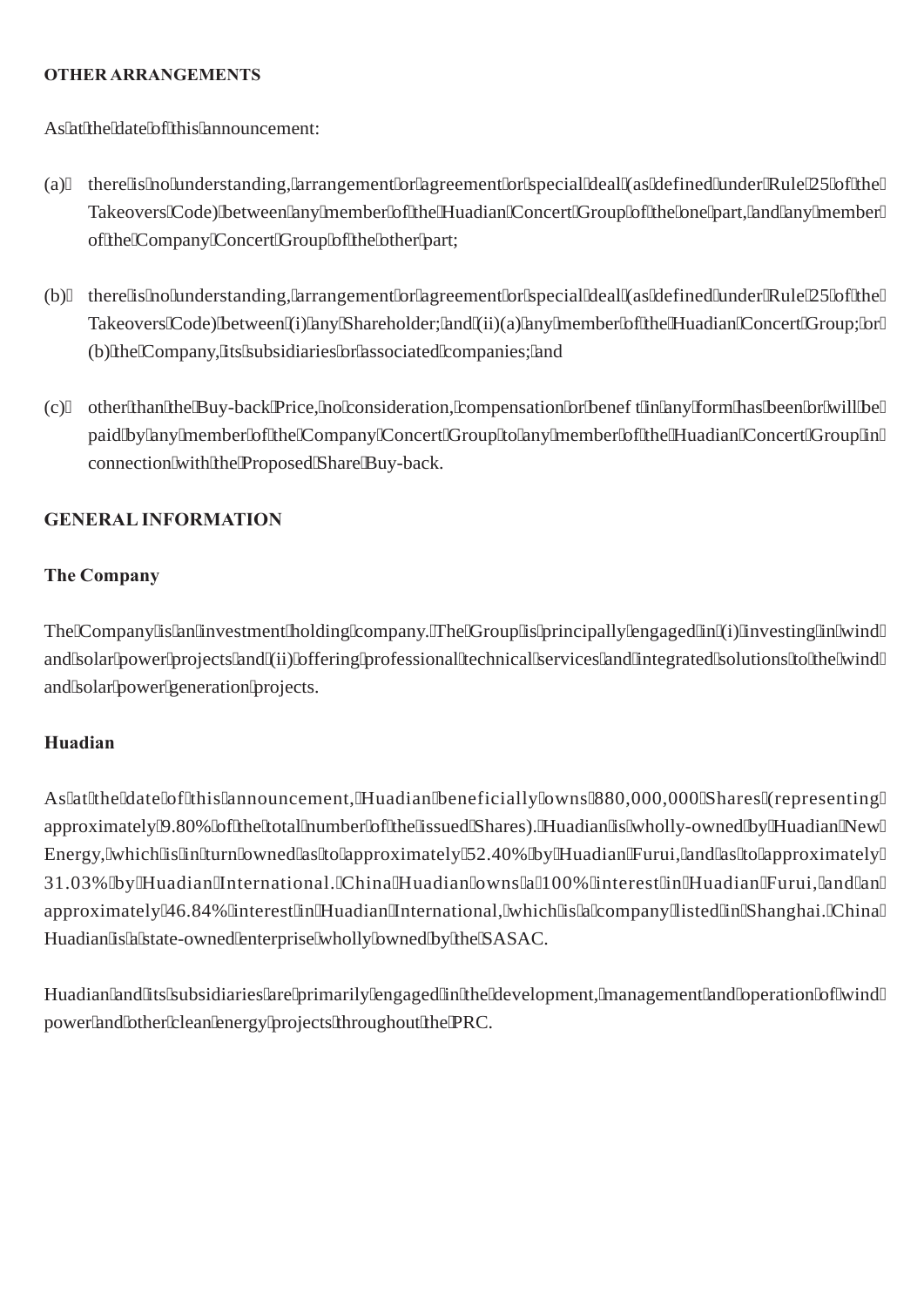**OTHER ARRANGEMENTS**

As at the date of this announcement:

(a) there is no understanding, arrangement or agreement or special deal (as defined under Rule 25 of the Takeovers Code) between any member of the Huadian Concert Group of the one part, and any member of the Company Concert Group of the other part;

(b) there is no understanding, arrangement or agreement or special deal (as defined under Rule 25 of the Takeovers Code) between (i) any Shareholder; and (ii)(a) any member of the Huadian Concert Group; or (b) the Company, its subsidiaries or associated companies; and

(c) other than the Buy-back Price, no consideration, compensation or benef t in any form has been or will be paid by any member of the Company Concert Group to any member of the Huadian Concert Group in connection with the Proposed Share Buy-back.

**GENERAL INFORMATION**

**The Company**

The Company is an investment holding company. The Group is principally engaged in (i) investing in wind and solar power projects and (ii) offering professional technical services and integrated solutions to the wind and solar power generation projects.

**Huadian**

As at the date of this announcement, Huadian beneficially owns 880,000,000 Shares (representing approximately 9.80% of the total number of the issued Shares). Huadian is wholly-owned by Huadian New Energy, which is in turn owned as to approximately 52.40% by Huadian Furui, and as to approximately 31.03% by Huadian International. China Huadian owns a 100% interest in Huadian Furui, and an approximately 46.84% interest in Huadian International, which is a company listed in Shanghai. China Huadian is a state-owned enterprise wholly owned by the SASAC.

Huadian and its subsidiaries are primarily engaged in the development, management and operation of wind power and other clean energy projects throughout the PRC.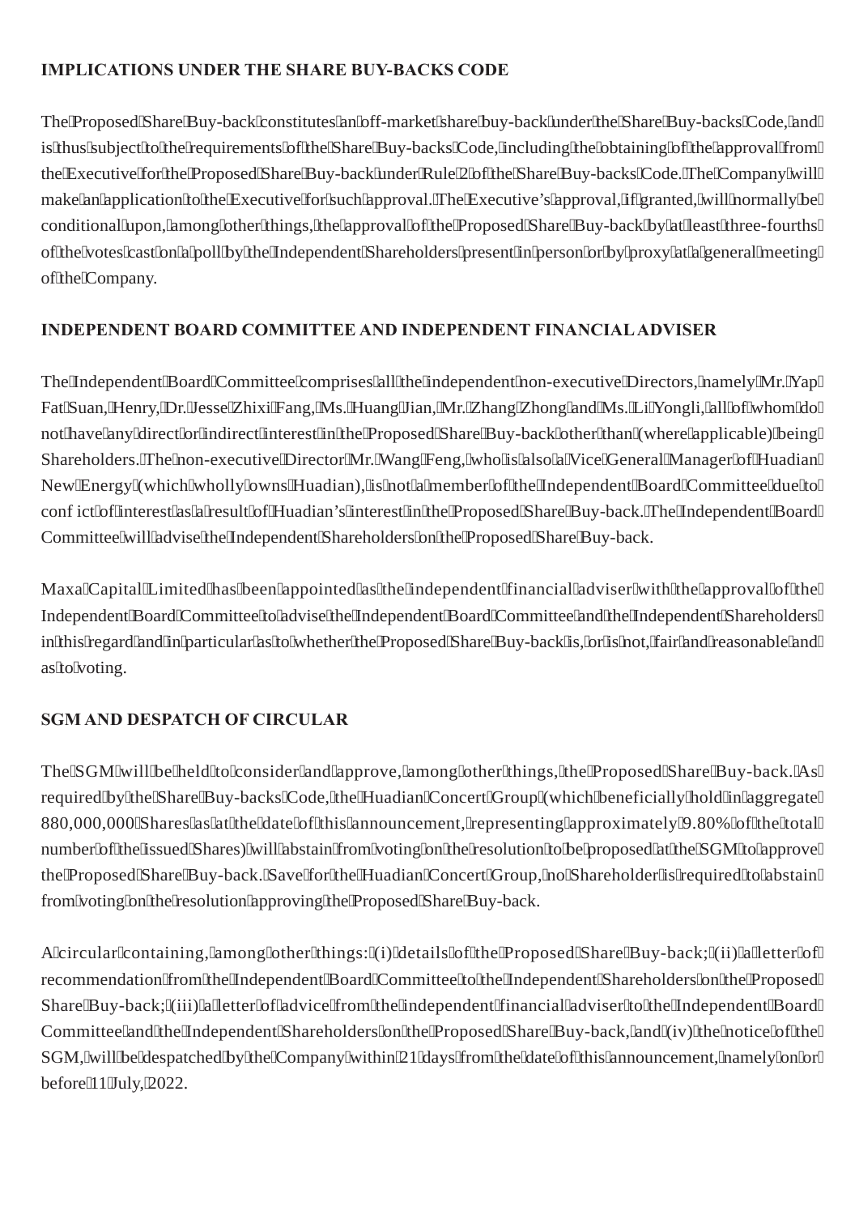## IMPLICATIONS UNDER THE SHARE BUY-BACKS CODE

The Proposed Share Buy-back constitutes an off-market share buy-back under the Share Buy-backs Code, and is thus subject to the requirements of the Share Buy-backs Code, including the obtaining of the approval from the Executive for the Proposed Share Buy-back under Rule 2 of the Share Buy-backs Code. The Company will make an application to the Executive for such approval. The Executive's approval, if granted, will normally be conditional upon, among other things, the approval of the Proposed Share Buy-back by at least three-fourths of the votes cast on a poll by the Independent Shareholders present in person or by proxy at a general meeting of the Company.

## INDEPENDENT BOARD COMMITTEE AND INDEPENDENT FINANCIAL ADVISER

The Independent Board Committee comprises all the independent non-executive Directors, namely Mr. Yap Fat Suan, Henry, Dr. Jesse Zhixi Fang, Ms. Huang Jian, Mr. Zhang Zhong and Ms. Li Yongli, all of whom do not have any direct or indirect interest in the Proposed Share Buy-back other than (where applicable) being Shareholders. The non-executive Director Mr. Wang Feng, who is also a Vice General Manager of Huadian New Energy (which wholly owns Huadian), is not a member of the Independent Board Committee due to conflict of interest as a result of Huadian's interest in the Proposed Share Buy-back. The Independent Board Committee will advise the Independent Shareholders on the Proposed Share Buy-back.

Maxa Capital Limited has been appointed as the independent financial adviser with the approval of the Independent Board Committee to advise the Independent Board Committee and the Independent Shareholders in this regard and in particular as to whether the Proposed Share Buy-back is, or is not, fair and reasonable and as to voting.

## SGM AND DESPATCH OF CIRCULAR

The SGM will be held to consider and approve, among other things, the Proposed Share Buy-back. As required by the Share Buy-backs Code, the Huadian Concert Group (which beneficially hold in aggregate 880,000,000 Shares as at the date of this announcement, representing approximately 9.80% of the total number of the issued Shares) will abstain from voting on the resolution to be proposed at the SGM to approve the Proposed Share Buy-back. Save for the Huadian Concert Group, no Shareholder is required to abstain from voting on the resolution approving the Proposed Share Buy-back.

A circular containing, among other things: (i) details of the Proposed Share Buy-back; (ii) a letter of recommendation from the Independent Board Committee to the Independent Shareholders on the Proposed Share Buy-back; (iii) a letter of advice from the independent financial adviser to the Independent Board Committee and the Independent Shareholders on the Proposed Share Buy-back, and (iv) the notice of the SGM, will be despatched by the Company within 21 days from the date of this announcement, namely on or before 11 July, 2022.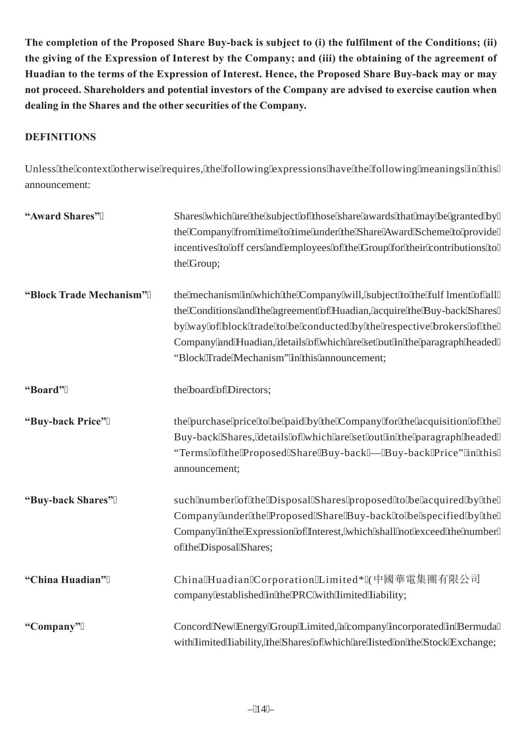**The completion of the Proposed Share Buy-back is subject to (i) the fulfilment of the Conditions; (ii) the giving of the Expression of Interest by the Company; and (iii) the obtaining of the agreement of Huadian to the terms of the Expression of Interest. Hence, the Proposed Share Buy-back may or may not proceed. Shareholders and potential investors of the Company are advised to exercise caution when dealing in the Shares and the other securities of the Company.**

## DEFINITIONS

Unless the context otherwise requires, the following expressions have the following meanings in this announcement:

| | |
|---|---|
| **"Award Shares"** | Shares which are the subject of those share awards that may be granted by the Company from time to time under the Share Award Scheme to provide incentives to officers and employees of the Group for their contributions to the Group; |
| **"Block Trade Mechanism"** | the mechanism in which the Company will, subject to the fulfilment of all the Conditions and the agreement of Huadian, acquire the Buy-back Shares by way of block trade to be conducted by the respective brokers of the Company and Huadian, details of which are set out in the paragraph headed "Block Trade Mechanism" in this announcement; |
| **"Board"** | the board of Directors; |
| **"Buy-back Price"** | the purchase price to be paid by the Company for the acquisition of the Buy-back Shares, details of which are set out in the paragraph headed "Terms of the Proposed Share Buy-back — Buy-back Price" in this announcement; |
| **"Buy-back Shares"** | such number of the Disposal Shares proposed to be acquired by the Company under the Proposed Share Buy-back to be specified by the Company in the Expression of Interest, which shall not exceed the number of the Disposal Shares; |
| **"China Huadian"** | China Huadian Corporation Limited* (中國華電集團有限公司 company established in the PRC with limited liability; |
| **"Company"** | Concord New Energy Group Limited, a company incorporated in Bermuda with limited liability, the Shares of which are listed on the Stock Exchange; |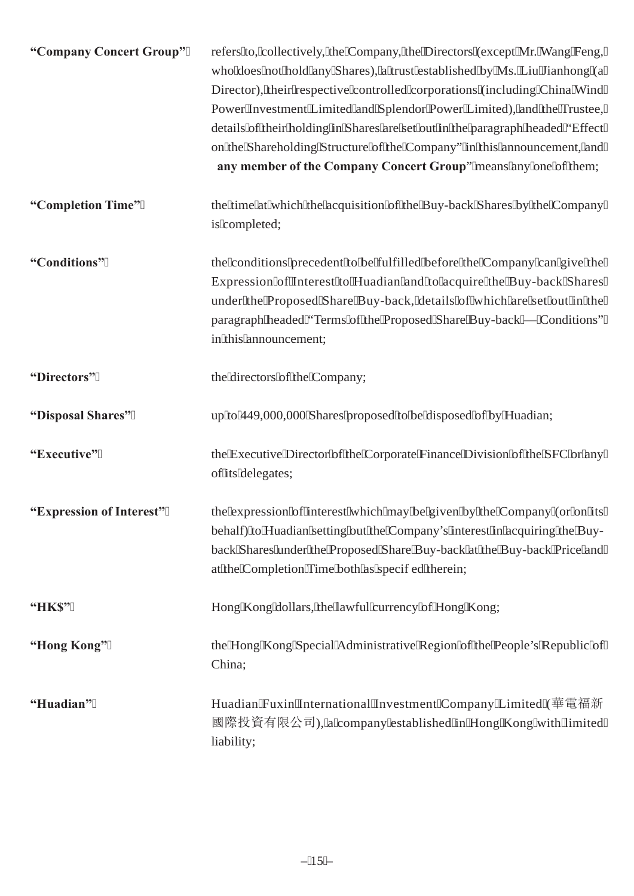**"Company Concert Group"** refers to, collectively, the Company, the Directors (except Mr. Wang Feng, who does not hold any Shares), a trust established by Ms. Liu Jianhong (a Director), their respective controlled corporations (including China Wind Power Investment Limited and Splendor Power Limited), and the Trustee, details of their holding in Shares are set out in the paragraph headed "Effect on the Shareholding Structure of the Company" in this announcement, and "**any member of the Company Concert Group**" means any one of them;

**"Completion Time"** the time at which the acquisition of the Buy-back Shares by the Company is completed;

**"Conditions"** the conditions precedent to be fulfilled before the Company can give the Expression of Interest to Huadian and to acquire the Buy-back Shares under the Proposed Share Buy-back, details of which are set out in the paragraph headed "Terms of the Proposed Share Buy-back — Conditions" in this announcement;

**"Directors"** the directors of the Company;

**"Disposal Shares"** up to 449,000,000 Shares proposed to be disposed of by Huadian;

**"Executive"** the Executive Director of the Corporate Finance Division of the SFC or any of its delegates;

**"Expression of Interest"** the expression of interest which may be given by the Company (or on its behalf) to Huadian setting out the Company's interest in acquiring the Buy-back Shares under the Proposed Share Buy-back at the Buy-back Price and at the Completion Time both as specif ed therein;

**"HK$"** Hong Kong dollars, the lawful currency of Hong Kong;

**"Hong Kong"** the Hong Kong Special Administrative Region of the People's Republic of China;

**"Huadian"** Huadian Fuxin International Investment Company Limited (華電福新國際投資有限公司), a company established in Hong Kong with limited liability;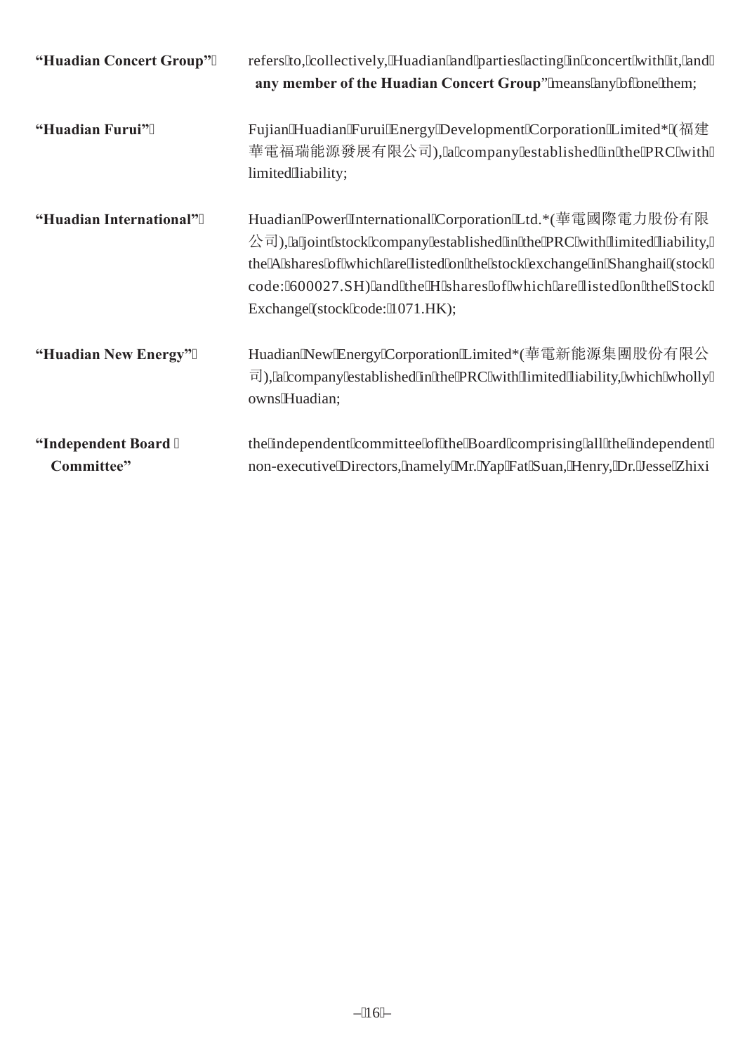**"Huadian Concert Group"** refers to, collectively, Huadian and parties acting in concert with it, and "**any member of the Huadian Concert Group**" means any of one them;

**"Huadian Furui"** Fujian Huadian Furui Energy Development Corporation Limited* (福建華電福瑞能源發展有限公司), a company established in the PRC with limited liability;

**"Huadian International"** Huadian Power International Corporation Ltd.*(華電國際電力股份有限公司), a joint stock company established in the PRC with limited liability, the A shares of which are listed on the stock exchange in Shanghai (stock code: 600027.SH) and the H shares of which are listed on the Stock Exchange (stock code: 1071.HK);

**"Huadian New Energy"** Huadian New Energy Corporation Limited*(華電新能源集團股份有限公司), a company established in the PRC with limited liability, which wholly owns Huadian;

**"Independent Board Committee"** the independent committee of the Board comprising all the independent non-executive Directors, namely Mr. Yap Fat Suan, Henry, Dr. Jesse Zhixi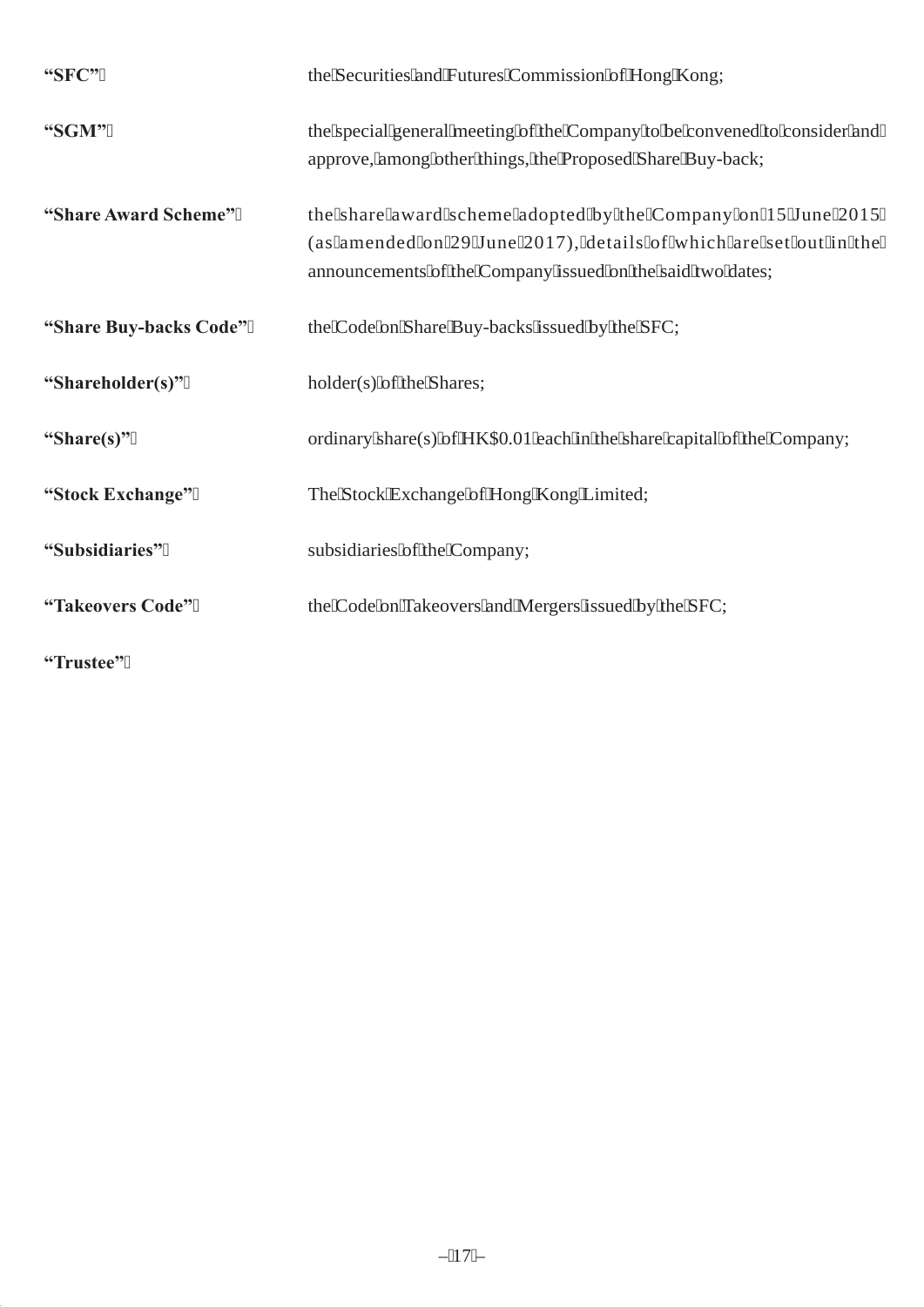| | |
|---|---|
| **"SFC"** | the Securities and Futures Commission of Hong Kong; |
| **"SGM"** | the special general meeting of the Company to be convened to consider and approve, among other things, the Proposed Share Buy-back; |
| **"Share Award Scheme"** | the share award scheme adopted by the Company on 15 June 2015 (as amended on 29 June 2017), details of which are set out in the announcements of the Company issued on the said two dates; |
| **"Share Buy-backs Code"** | the Code on Share Buy-backs issued by the SFC; |
| **"Shareholder(s)"** | holder(s) of the Shares; |
| **"Share(s)"** | ordinary share(s) of HK$0.01 each in the share capital of the Company; |
| **"Stock Exchange"** | The Stock Exchange of Hong Kong Limited; |
| **"Subsidiaries"** | subsidiaries of the Company; |
| **"Takeovers Code"** | the Code on Takeovers and Mergers issued by the SFC; |
| **"Trustee"** | |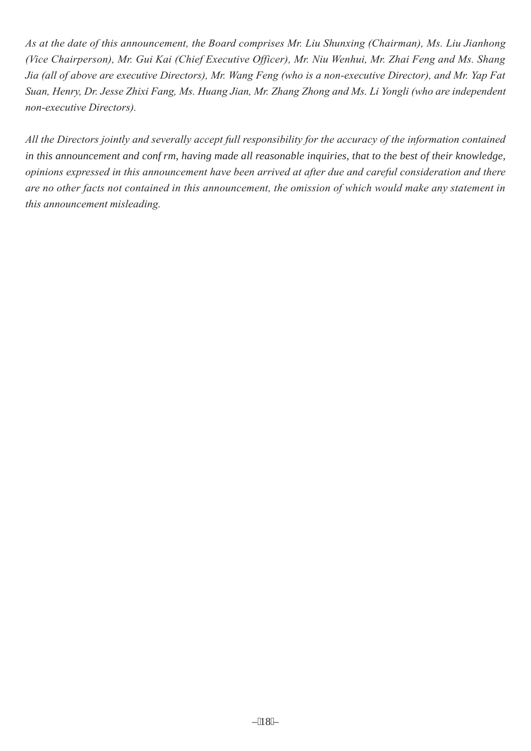*As at the date of this announcement, the Board comprises Mr. Liu Shunxing (Chairman), Ms. Liu Jianhong (Vice Chairperson), Mr. Gui Kai (Chief Executive Officer), Mr. Niu Wenhui, Mr. Zhai Feng and Ms. Shang Jia (all of above are executive Directors), Mr. Wang Feng (who is a non-executive Director), and Mr. Yap Fat Suan, Henry, Dr. Jesse Zhixi Fang, Ms. Huang Jian, Mr. Zhang Zhong and Ms. Li Yongli (who are independent non-executive Directors).*

*All the Directors jointly and severally accept full responsibility for the accuracy of the information contained in this announcement and confirm, having made all reasonable inquiries, that to the best of their knowledge, opinions expressed in this announcement have been arrived at after due and careful consideration and there are no other facts not contained in this announcement, the omission of which would make any statement in this announcement misleading.*